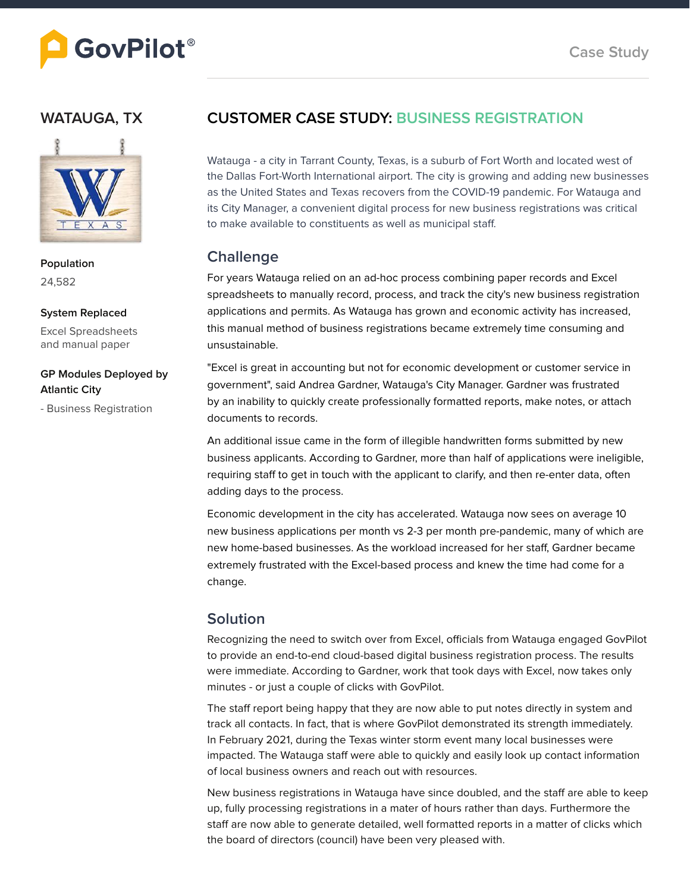GovPilot®

Case Study

## WATAUGA, TX

**Population**

24,582

**System Replaced**

Excel Spreadsheets and manual paper

**GP Modules Deployed by Atlantic City**

- Business Registration

# CUSTOMER CASE STUDY: BUSINESS REGISTRATION

Watauga - a city in Tarrant County, Texas, is a suburb of Fort Worth and located west of the Dallas Fort-Worth International airport. The city is growing and adding new businesses as the United States and Texas recovers from the COVID-19 pandemic. For Watauga and its City Manager, a convenient digital process for new business registrations was critical to make available to constituents as well as municipal staff.

## Challenge

For years Watauga relied on an ad-hoc process combining paper records and Excel spreadsheets to manually record, process, and track the city's new business registration applications and permits. As Watauga has grown and economic activity has increased, this manual method of business registrations became extremely time consuming and unsustainable.

"Excel is great in accounting but not for economic development or customer service in government", said Andrea Gardner, Watauga's City Manager. Gardner was frustrated by an inability to quickly create professionally formatted reports, make notes, or attach documents to records.

An additional issue came in the form of illegible handwritten forms submitted by new business applicants. According to Gardner, more than half of applications were ineligible, requiring staff to get in touch with the applicant to clarify, and then re-enter data, often adding days to the process.

Economic development in the city has accelerated. Watauga now sees on average 10 new business applications per month vs 2-3 per month pre-pandemic, many of which are new home-based businesses. As the workload increased for her staff, Gardner became extremely frustrated with the Excel-based process and knew the time had come for a change.

## Solution

Recognizing the need to switch over from Excel, officials from Watauga engaged GovPilot to provide an end-to-end cloud-based digital business registration process. The results were immediate. According to Gardner, work that took days with Excel, now takes only minutes - or just a couple of clicks with GovPilot.

The staff report being happy that they are now able to put notes directly in system and track all contacts. In fact, that is where GovPilot demonstrated its strength immediately. In February 2021, during the Texas winter storm event many local businesses were impacted. The Watauga staff were able to quickly and easily look up contact information of local business owners and reach out with resources.

New business registrations in Watauga have since doubled, and the staff are able to keep up, fully processing registrations in a mater of hours rather than days. Furthermore the staff are now able to generate detailed, well formatted reports in a matter of clicks which the board of directors (council) have been very pleased with.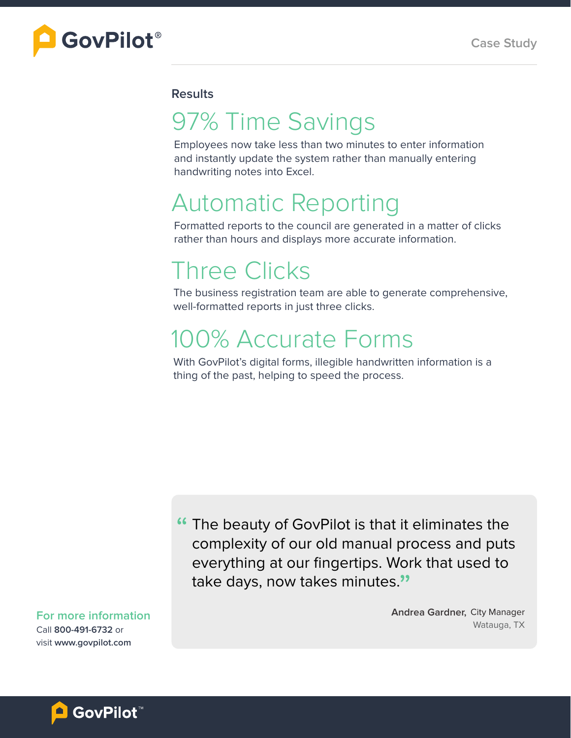## Results

### 97% Time Savings

Employees now take less than two minutes to enter information and instantly update the system rather than manually entering handwriting notes into Excel.

### Automatic Reporting

Formatted reports to the council are generated in a matter of clicks rather than hours and displays more accurate information.

### Three Clicks

The business registration team are able to generate comprehensive, well-formatted reports in just three clicks.

### 100% Accurate Forms

With GovPilot's digital forms, illegible handwritten information is a thing of the past, helping to speed the process.

> "The beauty of GovPilot is that it eliminates the complexity of our old manual process and puts everything at our fingertips. Work that used to take days, now takes minutes."
>
> **Andrea Gardner,** City Manager
> Watauga, TX

**For more information**

Call **800-491-6732** or visit **www.govpilot.com**